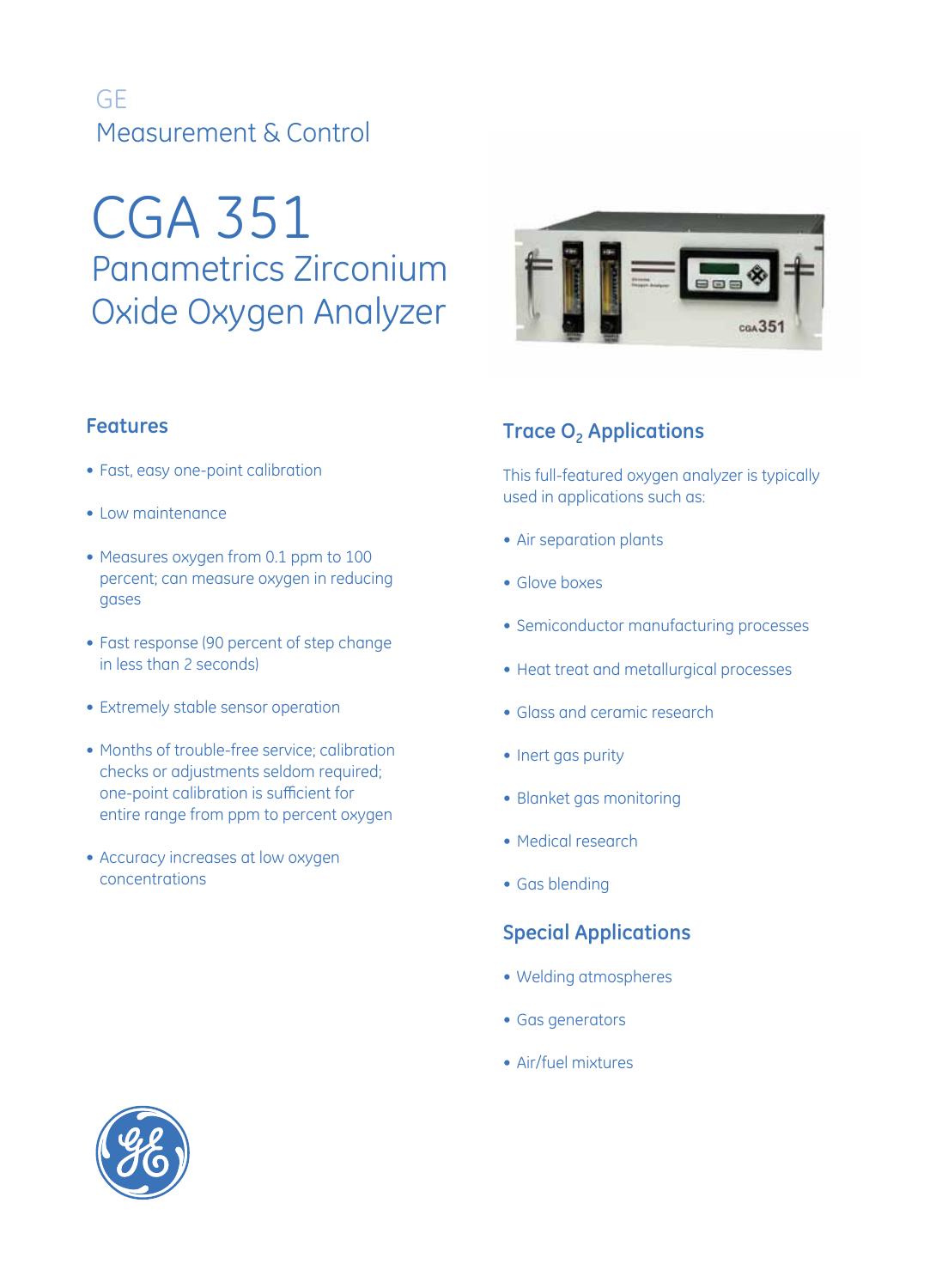GE
Measurement & Control

# CGA 351

## Panametrics Zirconium Oxide Oxygen Analyzer

### Features

- Fast, easy one-point calibration
- Low maintenance
- Measures oxygen from 0.1 ppm to 100 percent; can measure oxygen in reducing gases
- Fast response (90 percent of step change in less than 2 seconds)
- Extremely stable sensor operation
- Months of trouble-free service; calibration checks or adjustments seldom required; one-point calibration is sufficient for entire range from ppm to percent oxygen
- Accuracy increases at low oxygen concentrations

### Trace $O_2$ Applications

This full-featured oxygen analyzer is typically used in applications such as:

- Air separation plants
- Glove boxes
- Semiconductor manufacturing processes
- Heat treat and metallurgical processes
- Glass and ceramic research
- Inert gas purity
- Blanket gas monitoring
- Medical research
- Gas blending

### Special Applications

- Welding atmospheres
- Gas generators
- Air/fuel mixtures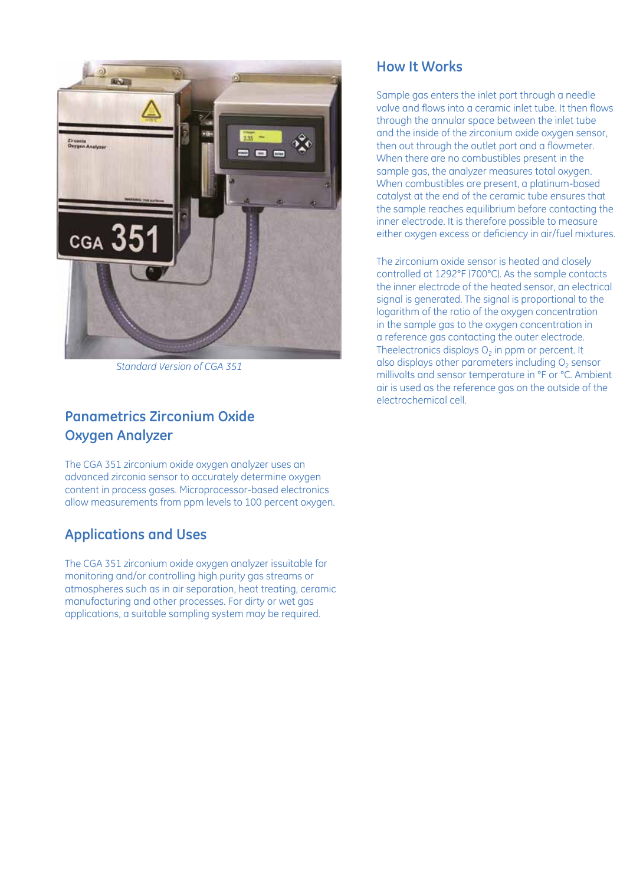*Standard Version of CGA 351*

## Panametrics Zirconium Oxide Oxygen Analyzer

The CGA 351 zirconium oxide oxygen analyzer uses an advanced zirconia sensor to accurately determine oxygen content in process gases. Microprocessor-based electronics allow measurements from ppm levels to 100 percent oxygen.

## Applications and Uses

The CGA 351 zirconium oxide oxygen analyzer issuitable for monitoring and/or controlling high purity gas streams or atmospheres such as in air separation, heat treating, ceramic manufacturing and other processes. For dirty or wet gas applications, a suitable sampling system may be required.

## How It Works

Sample gas enters the inlet port through a needle valve and flows into a ceramic inlet tube. It then flows through the annular space between the inlet tube and the inside of the zirconium oxide oxygen sensor, then out through the outlet port and a flowmeter. When there are no combustibles present in the sample gas, the analyzer measures total oxygen. When combustibles are present, a platinum-based catalyst at the end of the ceramic tube ensures that the sample reaches equilibrium before contacting the inner electrode. It is therefore possible to measure either oxygen excess or deficiency in air/fuel mixtures.

The zirconium oxide sensor is heated and closely controlled at 1292°F (700°C). As the sample contacts the inner electrode of the heated sensor, an electrical signal is generated. The signal is proportional to the logarithm of the ratio of the oxygen concentration in the sample gas to the oxygen concentration in a reference gas contacting the outer electrode. Theelectronics displays $O_2$ in ppm or percent. It also displays other parameters including $O_2$ sensor millivolts and sensor temperature in °F or °C. Ambient air is used as the reference gas on the outside of the electrochemical cell.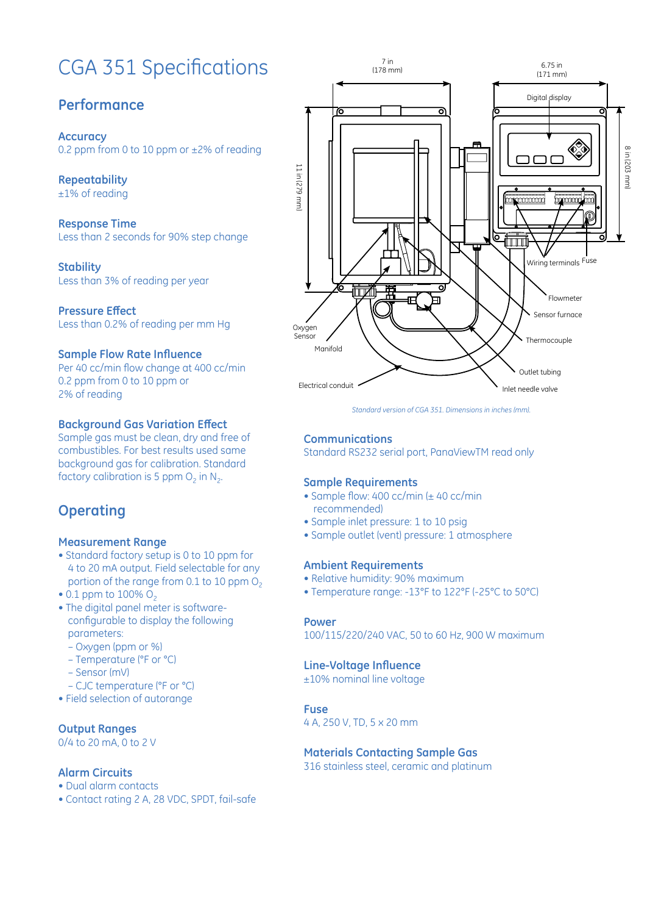# CGA 351 Specifications

## Performance

### Accuracy
0.2 ppm from 0 to 10 ppm or ±2% of reading

### Repeatability
±1% of reading

### Response Time
Less than 2 seconds for 90% step change

### Stability
Less than 3% of reading per year

### Pressure Effect
Less than 0.2% of reading per mm Hg

### Sample Flow Rate Influence
Per 40 cc/min flow change at 400 cc/min 0.2 ppm from 0 to 10 ppm or 2% of reading

### Background Gas Variation Effect
Sample gas must be clean, dry and free of combustibles. For best results used same background gas for calibration. Standard factory calibration is 5 ppm $O_2$ in $N_2$.

## Operating

### Measurement Range
- Standard factory setup is 0 to 10 ppm for 4 to 20 mA output. Field selectable for any portion of the range from 0.1 to 10 ppm $O_2$
- 0.1 ppm to 100% $O_2$
- The digital panel meter is software-configurable to display the following parameters:
  - Oxygen (ppm or %)
  - Temperature (°F or °C)
  - Sensor (mV)
  - CJC temperature (°F or °C)
- Field selection of autorange

### Output Ranges
0/4 to 20 mA, 0 to 2 V

### Alarm Circuits
- Dual alarm contacts
- Contact rating 2 A, 28 VDC, SPDT, fail-safe

*Standard version of CGA 351. Dimensions in inches (mm).*

### Communications
Standard RS232 serial port, PanaViewTM read only

### Sample Requirements
- Sample flow: 400 cc/min (± 40 cc/min recommended)
- Sample inlet pressure: 1 to 10 psig
- Sample outlet (vent) pressure: 1 atmosphere

### Ambient Requirements
- Relative humidity: 90% maximum
- Temperature range: -13°F to 122°F (-25°C to 50°C)

### Power
100/115/220/240 VAC, 50 to 60 Hz, 900 W maximum

### Line-Voltage Influence
±10% nominal line voltage

### Fuse
4 A, 250 V, TD, 5 x 20 mm

### Materials Contacting Sample Gas
316 stainless steel, ceramic and platinum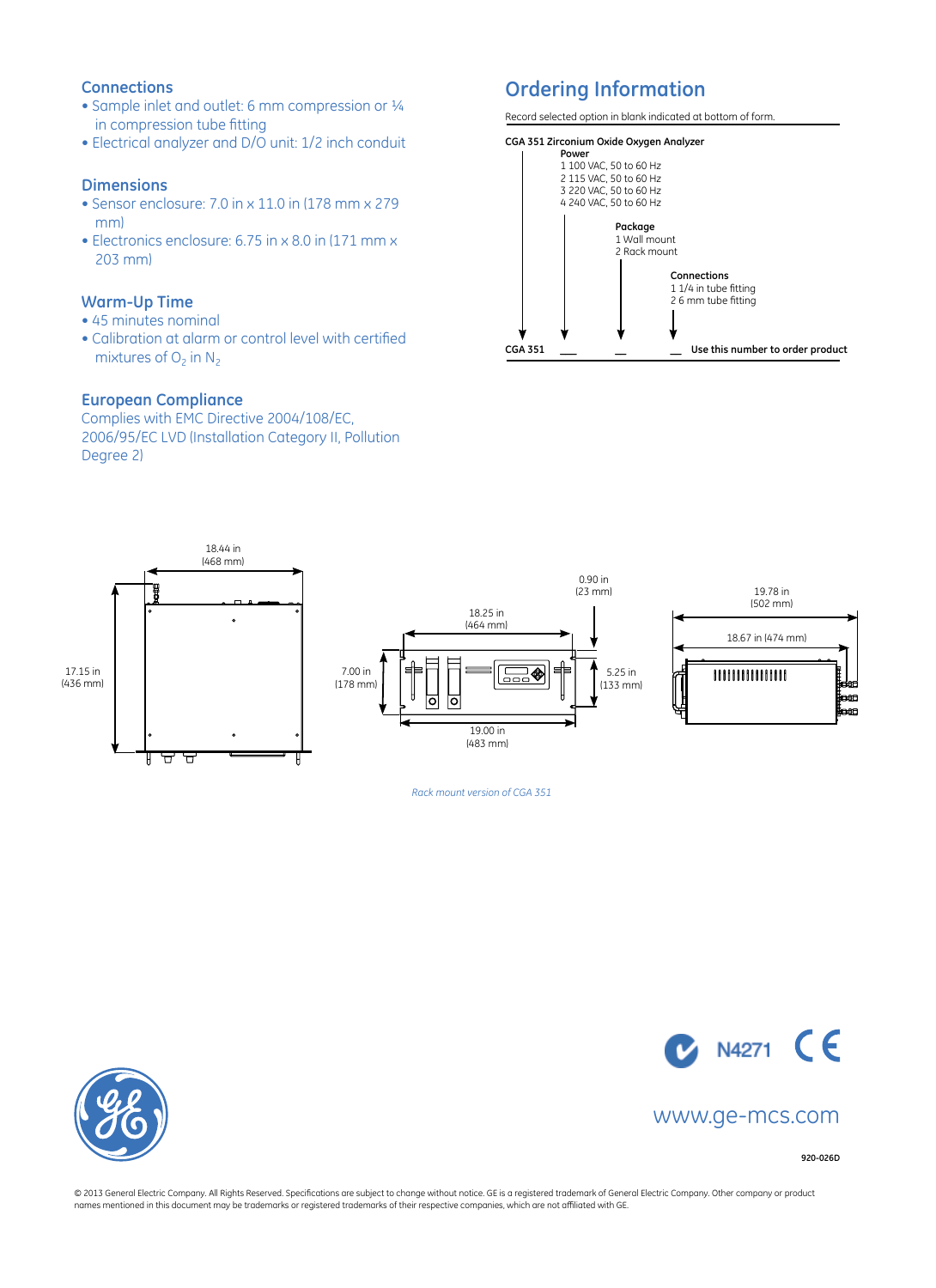## Connections

- Sample inlet and outlet: 6 mm compression or ¼ in compression tube fitting
- Electrical analyzer and D/O unit: 1/2 inch conduit

## Dimensions

- Sensor enclosure: 7.0 in x 11.0 in (178 mm x 279 mm)
- Electronics enclosure: 6.75 in x 8.0 in (171 mm x 203 mm)

## Warm-Up Time

- 45 minutes nominal
- Calibration at alarm or control level with certified mixtures of $O_2$ in $N_2$

## European Compliance

Complies with EMC Directive 2004/108/EC, 2006/95/EC LVD (Installation Category II, Pollution Degree 2)

## Ordering Information

Record selected option in blank indicated at bottom of form.

**CGA 351 Zirconium Oxide Oxygen Analyzer**

**Power**
1 100 VAC, 50 to 60 Hz
2 115 VAC, 50 to 60 Hz
3 220 VAC, 50 to 60 Hz
4 240 VAC, 50 to 60 Hz

**Package**
1 Wall mount
2 Rack mount

**Connections**
1 1/4 in tube fitting
2 6 mm tube fitting

**CGA 351 \_\_ \_\_ \_\_ Use this number to order product**

18.44 in (468 mm)
17.15 in (436 mm)
18.25 in (464 mm)
0.90 in (23 mm)
7.00 in (178 mm)
5.25 in (133 mm)
19.00 in (483 mm)
19.78 in (502 mm)
18.67 in (474 mm)

*Rack mount version of CGA 351*

N4271

www.ge-mcs.com

920-026D

© 2013 General Electric Company. All Rights Reserved. Specifications are subject to change without notice. GE is a registered trademark of General Electric Company. Other company or product names mentioned in this document may be trademarks or registered trademarks of their respective companies, which are not affiliated with GE.